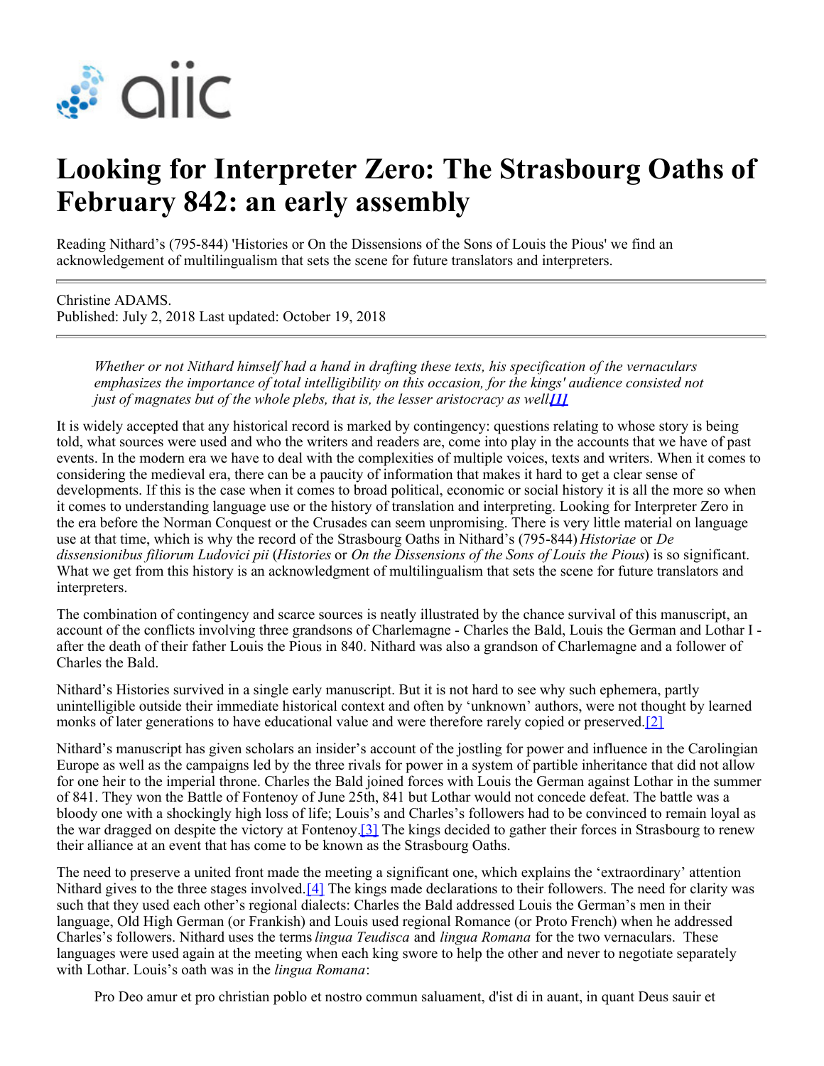# Looking for Interpreter Zero: The Strasbourg Oaths of February 842: an early assembly

Reading Nithard's (795-844) 'Histories or On the Dissensions of the Sons of Louis the Pious' we find an acknowledgement of multilingualism that sets the scene for future translators and interpreters.

Christine ADAMS.
Published: July 2, 2018 Last updated: October 19, 2018

> *Whether or not Nithard himself had a hand in drafting these texts, his specification of the vernaculars emphasizes the importance of total intelligibility on this occasion, for the kings' audience consisted not just of magnates but of the whole plebs, that is, the lesser aristocracy as well.**[1]***

It is widely accepted that any historical record is marked by contingency: questions relating to whose story is being told, what sources were used and who the writers and readers are, come into play in the accounts that we have of past events. In the modern era we have to deal with the complexities of multiple voices, texts and writers. When it comes to considering the medieval era, there can be a paucity of information that makes it hard to get a clear sense of developments. If this is the case when it comes to broad political, economic or social history it is all the more so when it comes to understanding language use or the history of translation and interpreting. Looking for Interpreter Zero in the era before the Norman Conquest or the Crusades can seem unpromising. There is very little material on language use at that time, which is why the record of the Strasbourg Oaths in Nithard's (795-844) *Historiae* or *De dissensionibus filiorum Ludovici pii* (*Histories* or *On the Dissensions of the Sons of Louis the Pious*) is so significant. What we get from this history is an acknowledgment of multilingualism that sets the scene for future translators and interpreters.

The combination of contingency and scarce sources is neatly illustrated by the chance survival of this manuscript, an account of the conflicts involving three grandsons of Charlemagne - Charles the Bald, Louis the German and Lothar I - after the death of their father Louis the Pious in 840. Nithard was also a grandson of Charlemagne and a follower of Charles the Bald.

Nithard's Histories survived in a single early manuscript. But it is not hard to see why such ephemera, partly unintelligible outside their immediate historical context and often by 'unknown' authors, were not thought by learned monks of later generations to have educational value and were therefore rarely copied or preserved.[2]

Nithard's manuscript has given scholars an insider's account of the jostling for power and influence in the Carolingian Europe as well as the campaigns led by the three rivals for power in a system of partible inheritance that did not allow for one heir to the imperial throne. Charles the Bald joined forces with Louis the German against Lothar in the summer of 841. They won the Battle of Fontenoy of June 25th, 841 but Lothar would not concede defeat. The battle was a bloody one with a shockingly high loss of life; Louis's and Charles's followers had to be convinced to remain loyal as the war dragged on despite the victory at Fontenoy.[3] The kings decided to gather their forces in Strasbourg to renew their alliance at an event that has come to be known as the Strasbourg Oaths.

The need to preserve a united front made the meeting a significant one, which explains the 'extraordinary' attention Nithard gives to the three stages involved.[4] The kings made declarations to their followers. The need for clarity was such that they used each other's regional dialects: Charles the Bald addressed Louis the German's men in their language, Old High German (or Frankish) and Louis used regional Romance (or Proto French) when he addressed Charles's followers. Nithard uses the terms *lingua Teudisca* and *lingua Romana* for the two vernaculars. These languages were used again at the meeting when each king swore to help the other and never to negotiate separately with Lothar. Louis's oath was in the *lingua Romana*:

> Pro Deo amur et pro christian poblo et nostro commun saluament, d'ist di in auant, in quant Deus sauir et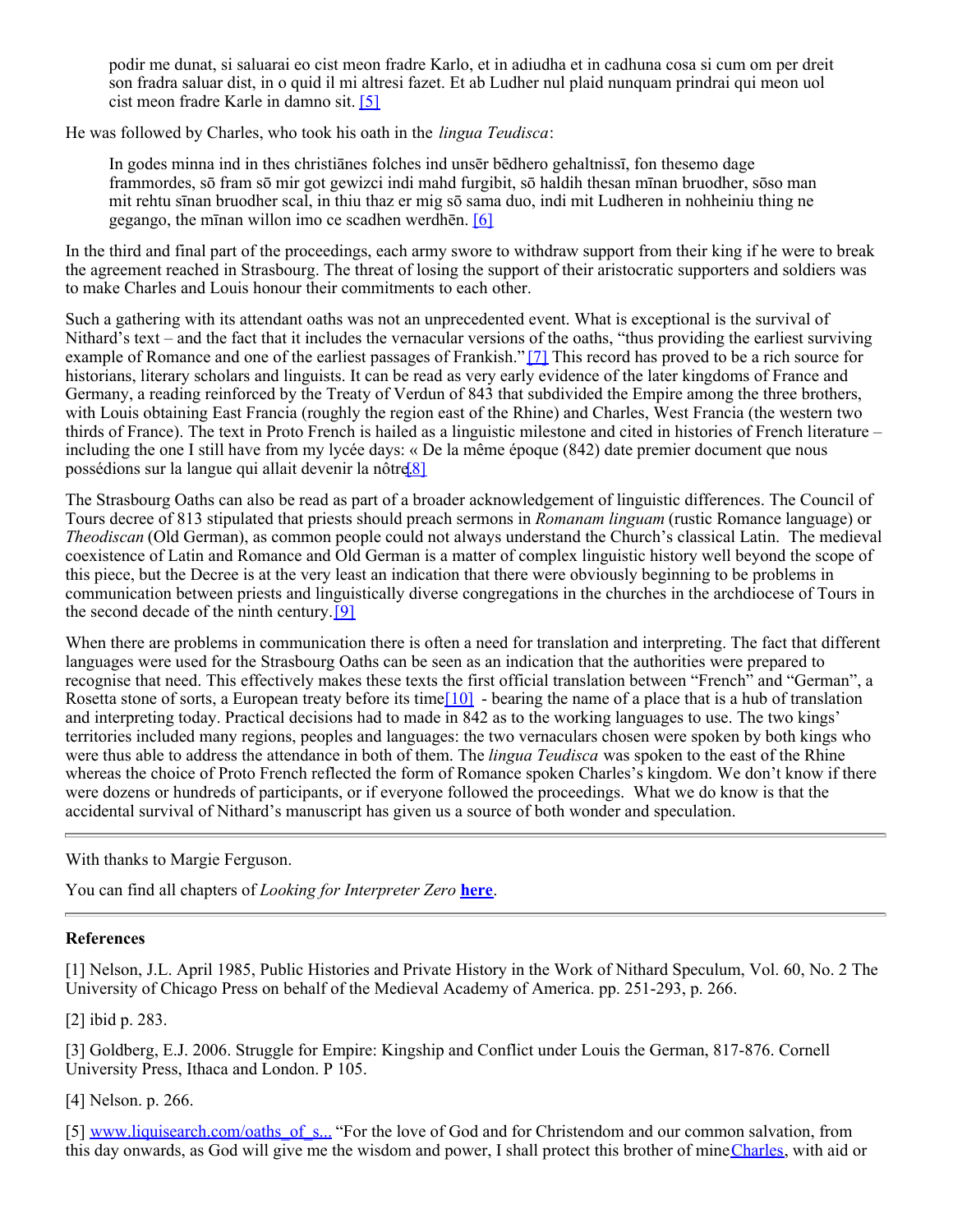> podir me dunat, si saluarai eo cist meon fradre Karlo, et in adiudha et in cadhuna cosa si cum om per dreit son fradra saluar dist, in o quid il mi altresi fazet. Et ab Ludher nul plaid nunquam prindrai qui meon uol cist meon fradre Karle in damno sit. [5]

He was followed by Charles, who took his oath in the *lingua Teudisca*:

> In godes minna ind in thes christiānes folches ind unsēr bēdhero gehaltnissī, fon thesemo dage frammordes, sō fram sō mir got gewizci indi mahd furgibit, sō haldih thesan mīnan bruodher, sōso man mit rehtu sīnan bruodher scal, in thiu thaz er mig sō sama duo, indi mit Ludheren in nohheiniu thing ne gegango, the mīnan willon imo ce scadhen werdhēn. [6]

In the third and final part of the proceedings, each army swore to withdraw support from their king if he were to break the agreement reached in Strasbourg. The threat of losing the support of their aristocratic supporters and soldiers was to make Charles and Louis honour their commitments to each other.

Such a gathering with its attendant oaths was not an unprecedented event. What is exceptional is the survival of Nithard's text – and the fact that it includes the vernacular versions of the oaths, "thus providing the earliest surviving example of Romance and one of the earliest passages of Frankish." [7] This record has proved to be a rich source for historians, literary scholars and linguists. It can be read as very early evidence of the later kingdoms of France and Germany, a reading reinforced by the Treaty of Verdun of 843 that subdivided the Empire among the three brothers, with Louis obtaining East Francia (roughly the region east of the Rhine) and Charles, West Francia (the western two thirds of France). The text in Proto French is hailed as a linguistic milestone and cited in histories of French literature – including the one I still have from my lycée days: « De la même époque (842) date premier document que nous possédions sur la langue qui allait devenir la nôtre[8]

The Strasbourg Oaths can also be read as part of a broader acknowledgement of linguistic differences. The Council of Tours decree of 813 stipulated that priests should preach sermons in *Romanam linguam* (rustic Romance language) or *Theodiscan* (Old German), as common people could not always understand the Church's classical Latin. The medieval coexistence of Latin and Romance and Old German is a matter of complex linguistic history well beyond the scope of this piece, but the Decree is at the very least an indication that there were obviously beginning to be problems in communication between priests and linguistically diverse congregations in the churches in the archdiocese of Tours in the second decade of the ninth century.[9]

When there are problems in communication there is often a need for translation and interpreting. The fact that different languages were used for the Strasbourg Oaths can be seen as an indication that the authorities were prepared to recognise that need. This effectively makes these texts the first official translation between "French" and "German", a Rosetta stone of sorts, a European treaty before its time[10] - bearing the name of a place that is a hub of translation and interpreting today. Practical decisions had to made in 842 as to the working languages to use. The two kings' territories included many regions, peoples and languages: the two vernaculars chosen were spoken by both kings who were thus able to address the attendance in both of them. The *lingua Teudisca* was spoken to the east of the Rhine whereas the choice of Proto French reflected the form of Romance spoken Charles's kingdom. We don't know if there were dozens or hundreds of participants, or if everyone followed the proceedings. What we do know is that the accidental survival of Nithard's manuscript has given us a source of both wonder and speculation.

---

With thanks to Margie Ferguson.

You can find all chapters of *Looking for Interpreter Zero* **here**.

---

**References**

[1] Nelson, J.L. April 1985, Public Histories and Private History in the Work of Nithard Speculum, Vol. 60, No. 2 The University of Chicago Press on behalf of the Medieval Academy of America. pp. 251-293, p. 266.

[2] ibid p. 283.

[3] Goldberg, E.J. 2006. Struggle for Empire: Kingship and Conflict under Louis the German, 817-876. Cornell University Press, Ithaca and London. P 105.

[4] Nelson. p. 266.

[5] www.liquisearch.com/oaths_of_s... "For the love of God and for Christendom and our common salvation, from this day onwards, as God will give me the wisdom and power, I shall protect this brother of mine Charles, with aid or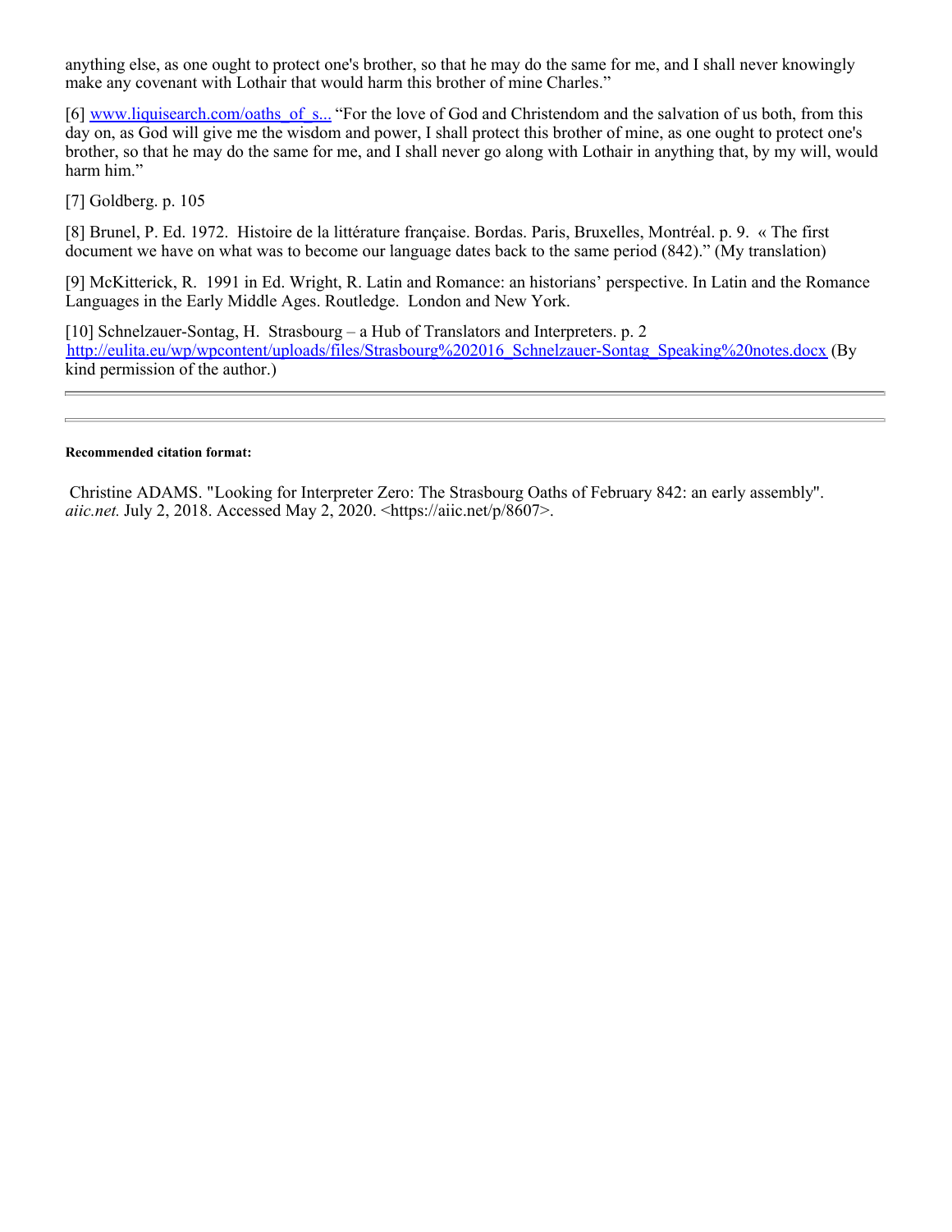anything else, as one ought to protect one's brother, so that he may do the same for me, and I shall never knowingly make any covenant with Lothair that would harm this brother of mine Charles."

[6] www.liquisearch.com/oaths_of_s... "For the love of God and Christendom and the salvation of us both, from this day on, as God will give me the wisdom and power, I shall protect this brother of mine, as one ought to protect one's brother, so that he may do the same for me, and I shall never go along with Lothair in anything that, by my will, would harm him."

[7] Goldberg. p. 105

[8] Brunel, P. Ed. 1972. Histoire de la littérature française. Bordas. Paris, Bruxelles, Montréal. p. 9. « The first document we have on what was to become our language dates back to the same period (842)." (My translation)

[9] McKitterick, R. 1991 in Ed. Wright, R. Latin and Romance: an historians' perspective. In Latin and the Romance Languages in the Early Middle Ages. Routledge. London and New York.

[10] Schnelzauer-Sontag, H. Strasbourg – a Hub of Translators and Interpreters. p. 2 http://eulita.eu/wp/wpcontent/uploads/files/Strasbourg%202016_Schnelzauer-Sontag_Speaking%20notes.docx (By kind permission of the author.)

---

**Recommended citation format:**

Christine ADAMS. "Looking for Interpreter Zero: The Strasbourg Oaths of February 842: an early assembly". *aiic.net.* July 2, 2018. Accessed May 2, 2020. <https://aiic.net/p/8607>.